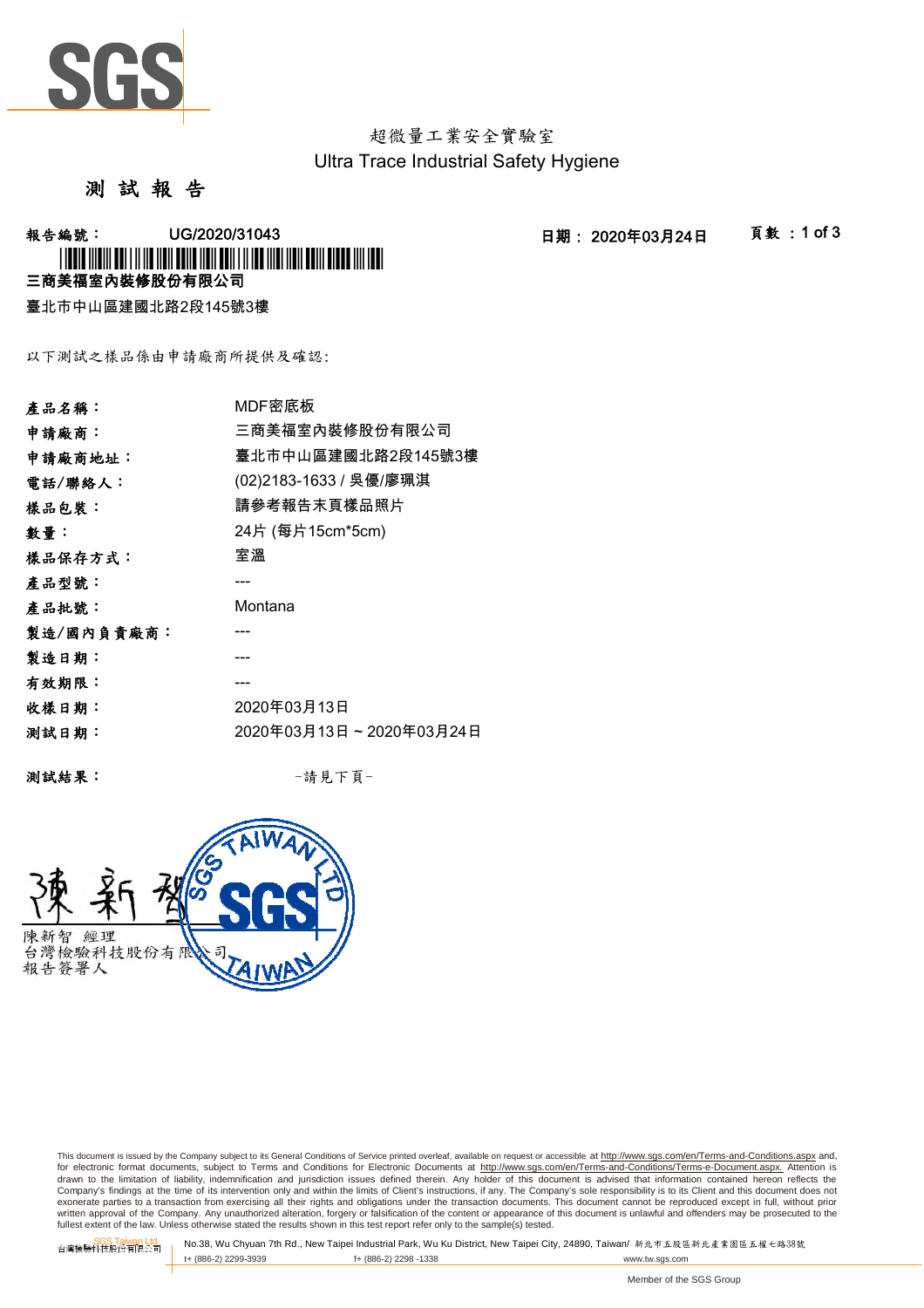超微量工業安全實驗室
Ultra Trace Industrial Safety Hygiene

# 測 試 報 告

**報告編號：** UG/2020/31043　　**日期：** 2020年03月24日　　**頁數：** 1 of 3

**三商美福室內裝修股份有限公司**

臺北市中山區建國北路2段145號3樓

以下測試之樣品係由申請廠商所提供及確認:

| | |
|---|---|
| **產品名稱：** | MDF密底板 |
| **申請廠商：** | 三商美福室內裝修股份有限公司 |
| **申請廠商地址：** | 臺北市中山區建國北路2段145號3樓 |
| **電話/聯絡人：** | (02)2183-1633 / 吳優/廖珮淇 |
| **樣品包裝：** | 請參考報告末頁樣品照片 |
| **數量：** | 24片 (每片15cm*5cm) |
| **樣品保存方式：** | 室溫 |
| **產品型號：** | --- |
| **產品批號：** | Montana |
| **製造/國內負責廠商：** | --- |
| **製造日期：** | --- |
| **有效期限：** | --- |
| **收樣日期：** | 2020年03月13日 |
| **測試日期：** | 2020年03月13日 ~ 2020年03月24日 |

**測試結果：** -請見下頁-

陳新智 經理
台灣檢驗科技股份有限公司
報告簽署人

This document is issued by the Company subject to its General Conditions of Service printed overleaf, available on request or accessible at http://www.sgs.com/en/Terms-and-Conditions.aspx and, for electronic format documents, subject to Terms and Conditions for Electronic Documents at http://www.sgs.com/en/Terms-and-Conditions/Terms-e-Document.aspx. Attention is drawn to the limitation of liability, indemnification and jurisdiction issues defined therein. Any holder of this document is advised that information contained hereon reflects the Company's findings at the time of its intervention only and within the limits of Client's instructions, if any. The Company's sole responsibility is to its Client and this document does not exonerate parties to a transaction from exercising all their rights and obligations under the transaction documents. This document cannot be reproduced except in full, without prior written approval of the Company. Any unauthorized alteration, forgery or falsification of the content or appearance of this document is unlawful and offenders may be prosecuted to the fullest extent of the law. Unless otherwise stated the results shown in this test report refer only to the sample(s) tested.

台灣檢驗科技股份有限公司 SGS Taiwan Ltd. No.38, Wu Chyuan 7th Rd., New Taipei Industrial Park, Wu Ku District, New Taipei City, 24890, Taiwan/ 新北市五股區新北產業園區五權七路38號
t+ (886-2) 2299-3939　f+ (886-2) 2298 -1338　www.tw.sgs.com

Member of the SGS Group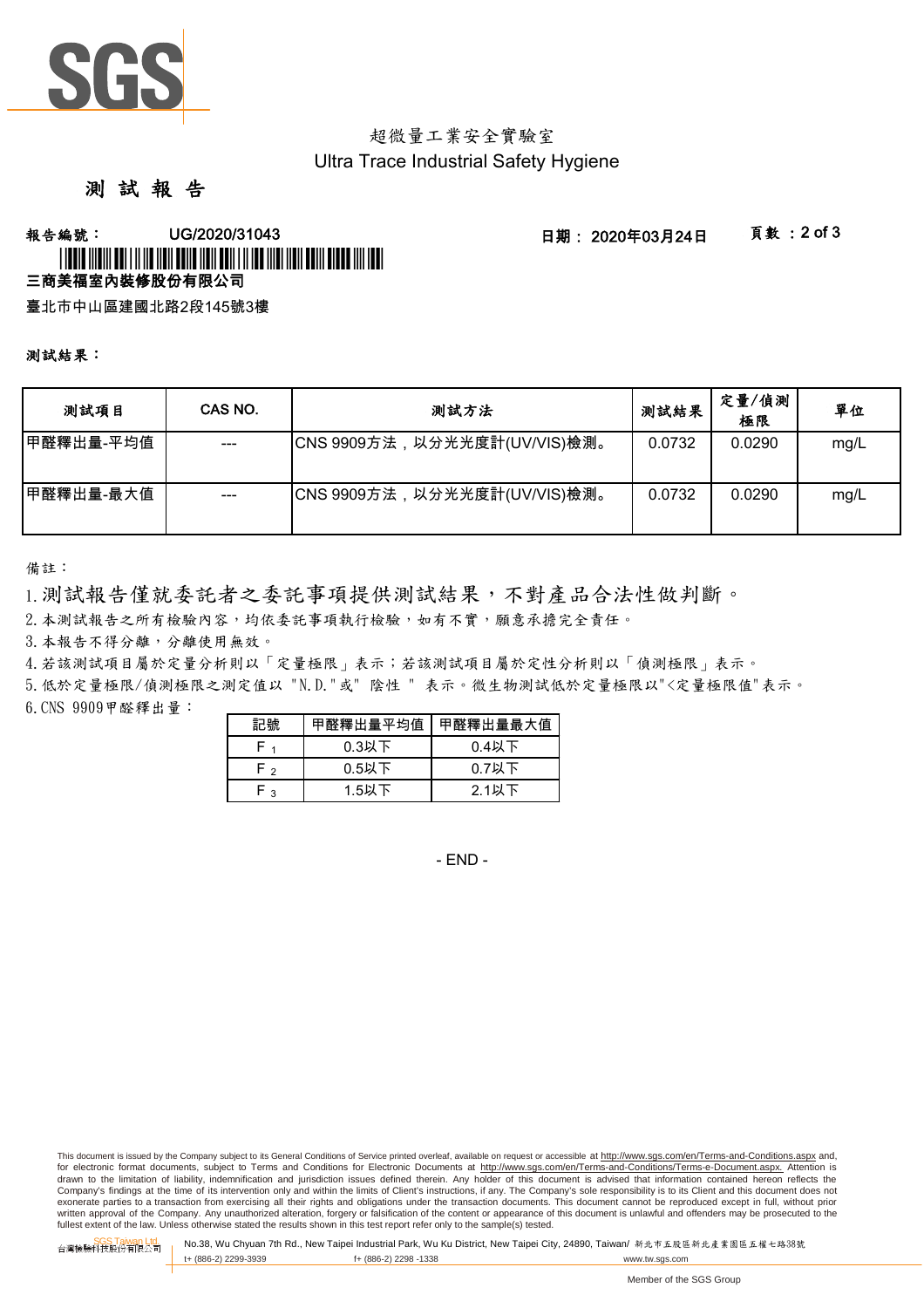超微量工業安全實驗室
Ultra Trace Industrial Safety Hygiene

# 測 試 報 告

**報告編號：** UG/2020/31043　　**日期：** 2020年03月24日

**三商美福室內裝修股份有限公司**

臺北市中山區建國北路2段145號3樓

**測試結果：**

| 測試項目 | CAS NO. | 測試方法 | 測試結果 | 定量/偵測極限 | 單位 |
|---|---|---|---|---|---|
| 甲醛釋出量-平均值 | --- | CNS 9909方法，以分光光度計(UV/VIS)檢測。 | 0.0732 | 0.0290 | mg/L |
| 甲醛釋出量-最大值 | --- | CNS 9909方法，以分光光度計(UV/VIS)檢測。 | 0.0732 | 0.0290 | mg/L |

備註：

1. 測試報告僅就委託者之委託事項提供測試結果，不對產品合法性做判斷。
2. 本測試報告之所有檢驗內容，均依委託事項執行檢驗，如有不實，願意承擔完全責任。
3. 本報告不得分離，分離使用無效。
4. 若該測試項目屬於定量分析則以「定量極限」表示；若該測試項目屬於定性分析則以「偵測極限」表示。
5. 低於定量極限/偵測極限之測定值以 "N.D."或" 陰性 " 表示。微生物測試低於定量極限以"<定量極限值"表示。
6. CNS 9909甲醛釋出量：

| 記號 | 甲醛釋出量平均值 | 甲醛釋出量最大值 |
|---|---|---|
| $F_1$ | 0.3以下 | 0.4以下 |
| $F_2$ | 0.5以下 | 0.7以下 |
| $F_3$ | 1.5以下 | 2.1以下 |

- END -

This document is issued by the Company subject to its General Conditions of Service printed overleaf, available on request or accessible at http://www.sgs.com/en/Terms-and-Conditions.aspx and, for electronic format documents, subject to Terms and Conditions for Electronic Documents at http://www.sgs.com/en/Terms-and-Conditions/Terms-e-Document.aspx. Attention is drawn to the limitation of liability, indemnification and jurisdiction issues defined therein. Any holder of this document is advised that information contained hereon reflects the Company's findings at the time of its intervention only and within the limits of Client's instructions, if any. The Company's sole responsibility is to its Client and this document does not exonerate parties to a transaction from exercising all their rights and obligations under the transaction documents. This document cannot be reproduced except in full, without prior written approval of the Company. Any unauthorized alteration, forgery or falsification of the content or appearance of this document is unlawful and offenders may be prosecuted to the fullest extent of the law. Unless otherwise stated the results shown in this test report refer only to the sample(s) tested.

台灣檢驗科技股份有限公司 SGS Taiwan Ltd. No.38, Wu Chyuan 7th Rd., New Taipei Industrial Park, Wu Ku District, New Taipei City, 24890, Taiwan/ 新北市五股區新北產業園區五權七路38號 t+ (886-2) 2299-3939 f+ (886-2) 2298-1338 www.tw.sgs.com

Member of the SGS Group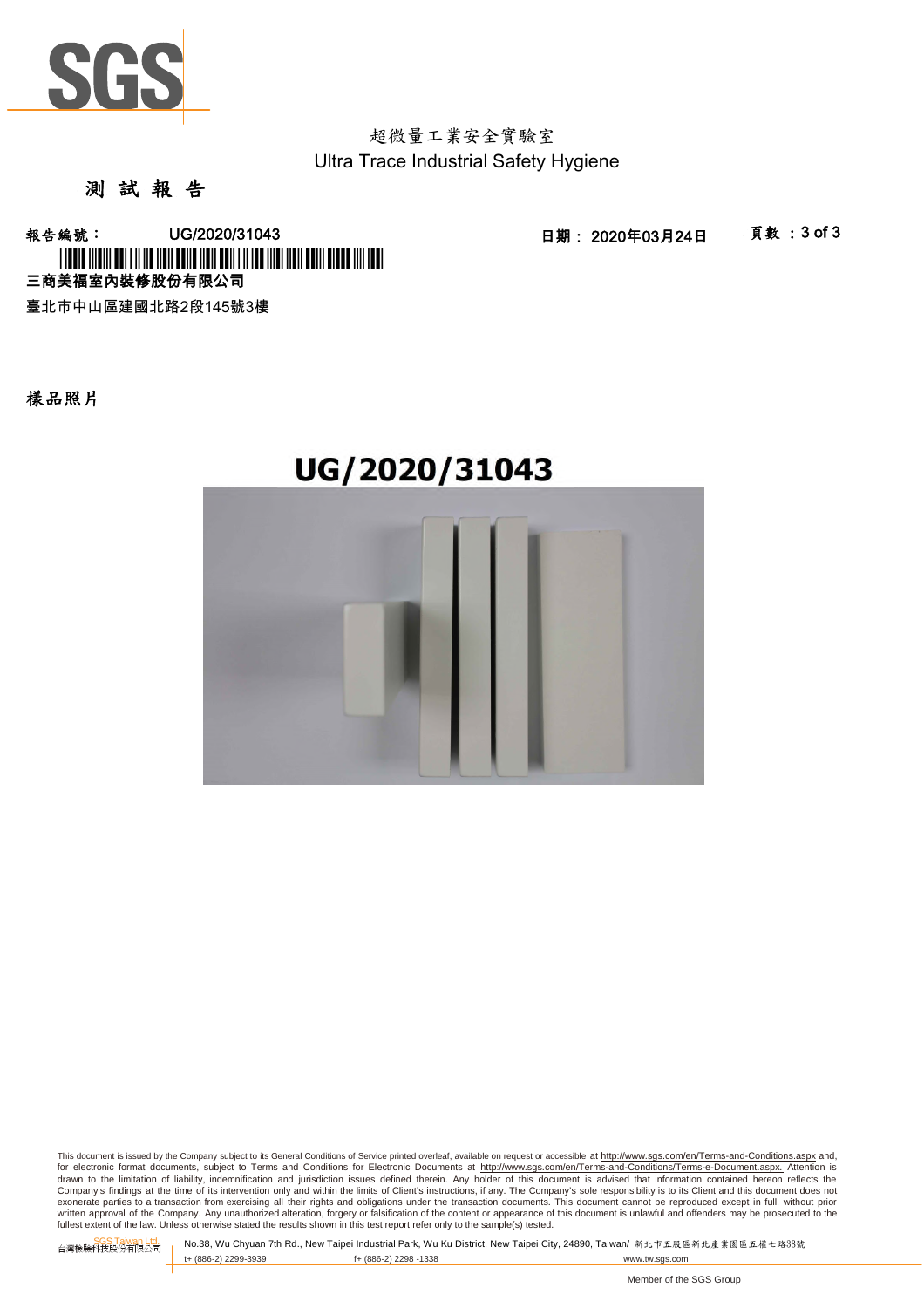超微量工業安全實驗室
Ultra Trace Industrial Safety Hygiene

# 測 試 報 告

**報告編號：** UG/2020/31043　　**日期：** 2020年03月24日

**三商美福室內裝修股份有限公司**

臺北市中山區建國北路2段145號3樓

## 樣品照片

UG/2020/31043

This document is issued by the Company subject to its General Conditions of Service printed overleaf, available on request or accessible at http://www.sgs.com/en/Terms-and-Conditions.aspx and, for electronic format documents, subject to Terms and Conditions for Electronic Documents at http://www.sgs.com/en/Terms-and-Conditions/Terms-e-Document.aspx. Attention is drawn to the limitation of liability, indemnification and jurisdiction issues defined therein. Any holder of this document is advised that information contained hereon reflects the Company's findings at the time of its intervention only and within the limits of Client's instructions, if any. The Company's sole responsibility is to its Client and this document does not exonerate parties to a transaction from exercising all their rights and obligations under the transaction documents. This document cannot be reproduced except in full, without prior written approval of the Company. Any unauthorized alteration, forgery or falsification of the content or appearance of this document is unlawful and offenders may be prosecuted to the fullest extent of the law. Unless otherwise stated the results shown in this test report refer only to the sample(s) tested.

SGS Taiwan Ltd. 台灣檢驗科技股份有限公司　No.38, Wu Chyuan 7th Rd., New Taipei Industrial Park, Wu Ku District, New Taipei City, 24890, Taiwan/ 新北市五股區新北產業園區五權七路38號
t+ (886-2) 2299-3939　f+ (886-2) 2298 -1338　www.tw.sgs.com

Member of the SGS Group